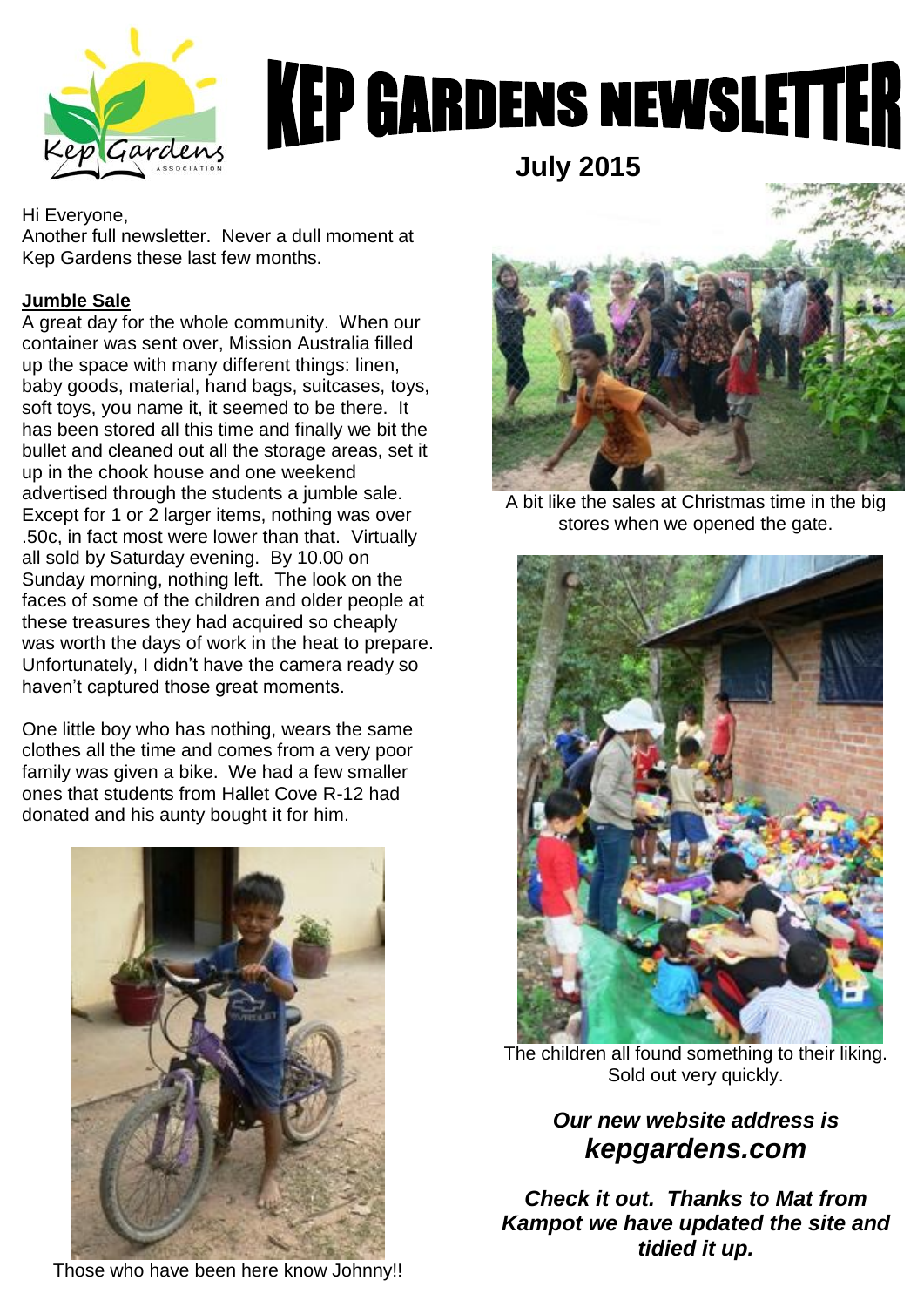# KEP GARDENS NEWSLETTER

**July 2015**

Hi Everyone,
Another full newsletter. Never a dull moment at Kep Gardens these last few months.

**Jumble Sale**

A great day for the whole community. When our container was sent over, Mission Australia filled up the space with many different things: linen, baby goods, material, hand bags, suitcases, toys, soft toys, you name it, it seemed to be there. It has been stored all this time and finally we bit the bullet and cleaned out all the storage areas, set it up in the chook house and one weekend advertised through the students a jumble sale. Except for 1 or 2 larger items, nothing was over .50c, in fact most were lower than that. Virtually all sold by Saturday evening. By 10.00 on Sunday morning, nothing left. The look on the faces of some of the children and older people at these treasures they had acquired so cheaply was worth the days of work in the heat to prepare. Unfortunately, I didn't have the camera ready so haven't captured those great moments.

One little boy who has nothing, wears the same clothes all the time and comes from a very poor family was given a bike. We had a few smaller ones that students from Hallet Cove R-12 had donated and his aunty bought it for him.

Those who have been here know Johnny!!

A bit like the sales at Christmas time in the big stores when we opened the gate.

The children all found something to their liking. Sold out very quickly.

***Our new website address is***
***kepgardens.com***

***Check it out. Thanks to Mat from Kampot we have updated the site and tidied it up.***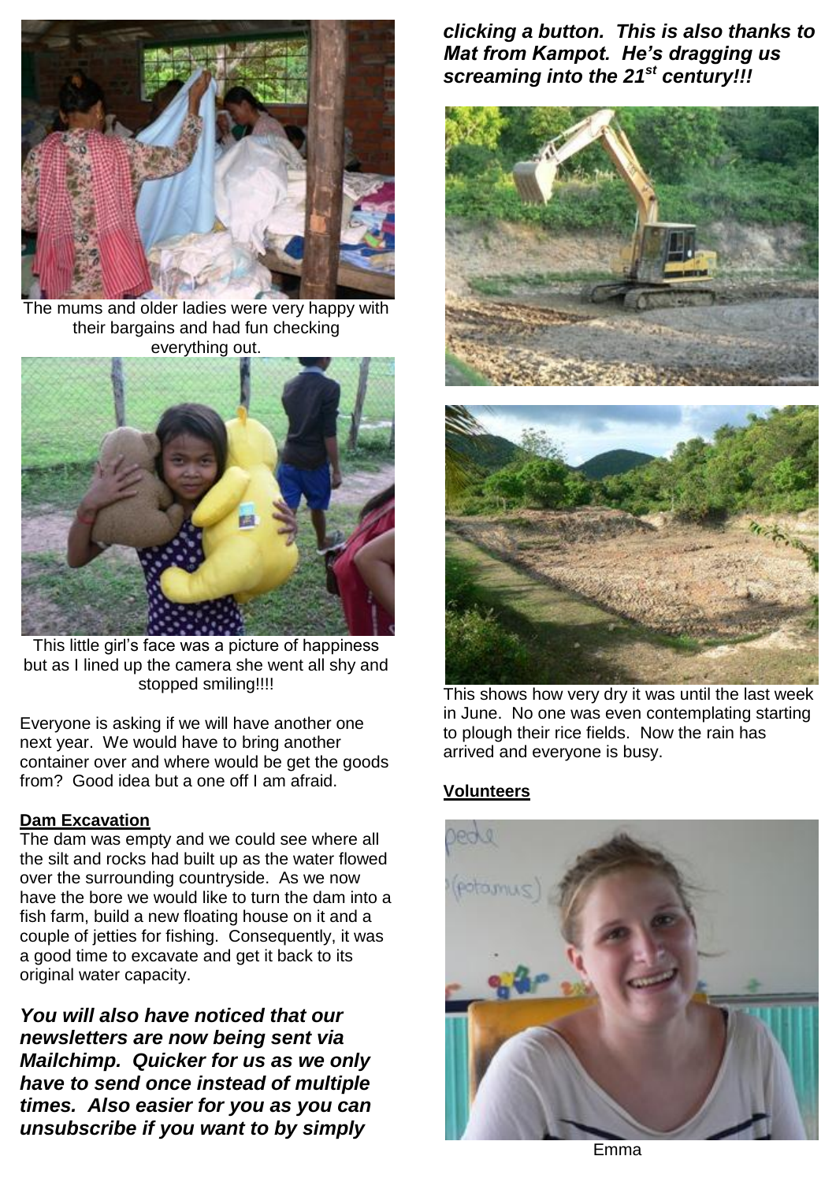The mums and older ladies were very happy with their bargains and had fun checking everything out.

This little girl's face was a picture of happiness but as I lined up the camera she went all shy and stopped smiling!!!!

Everyone is asking if we will have another one next year. We would have to bring another container over and where would be get the goods from? Good idea but a one off I am afraid.

**Dam Excavation**

The dam was empty and we could see where all the silt and rocks had built up as the water flowed over the surrounding countryside. As we now have the bore we would like to turn the dam into a fish farm, build a new floating house on it and a couple of jetties for fishing. Consequently, it was a good time to excavate and get it back to its original water capacity.

***You will also have noticed that our newsletters are now being sent via Mailchimp. Quicker for us as we only have to send once instead of multiple times. Also easier for you as you can unsubscribe if you want to by simply clicking a button. This is also thanks to Mat from Kampot. He's dragging us screaming into the 21st century!!!***

This shows how very dry it was until the last week in June. No one was even contemplating starting to plough their rice fields. Now the rain has arrived and everyone is busy.

**Volunteers**

Emma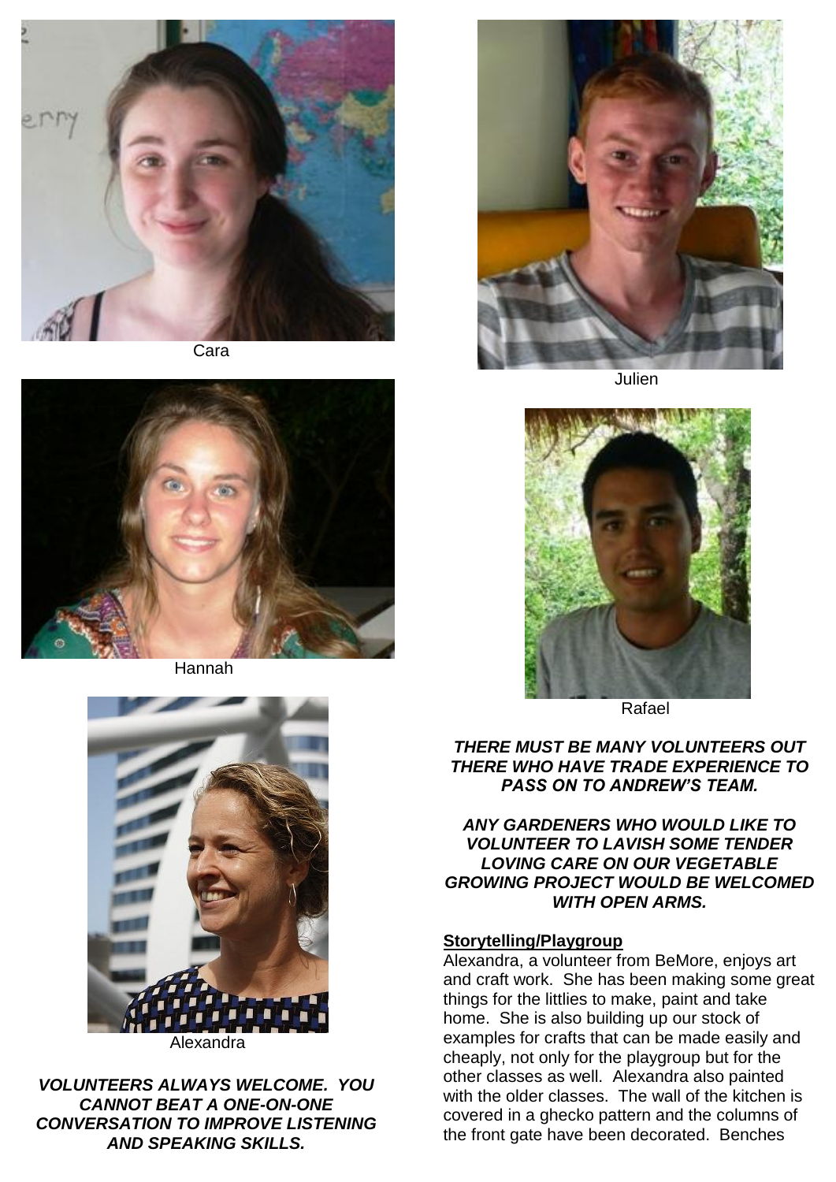Cara

Hannah

Alexandra

***VOLUNTEERS ALWAYS WELCOME. YOU CANNOT BEAT A ONE-ON-ONE CONVERSATION TO IMPROVE LISTENING AND SPEAKING SKILLS.***

Julien

Rafael

***THERE MUST BE MANY VOLUNTEERS OUT THERE WHO HAVE TRADE EXPERIENCE TO PASS ON TO ANDREW'S TEAM.***

***ANY GARDENERS WHO WOULD LIKE TO VOLUNTEER TO LAVISH SOME TENDER LOVING CARE ON OUR VEGETABLE GROWING PROJECT WOULD BE WELCOMED WITH OPEN ARMS.***

**Storytelling/Playgroup**

Alexandra, a volunteer from BeMore, enjoys art and craft work. She has been making some great things for the littlies to make, paint and take home. She is also building up our stock of examples for crafts that can be made easily and cheaply, not only for the playgroup but for the other classes as well. Alexandra also painted with the older classes. The wall of the kitchen is covered in a ghecko pattern and the columns of the front gate have been decorated. Benches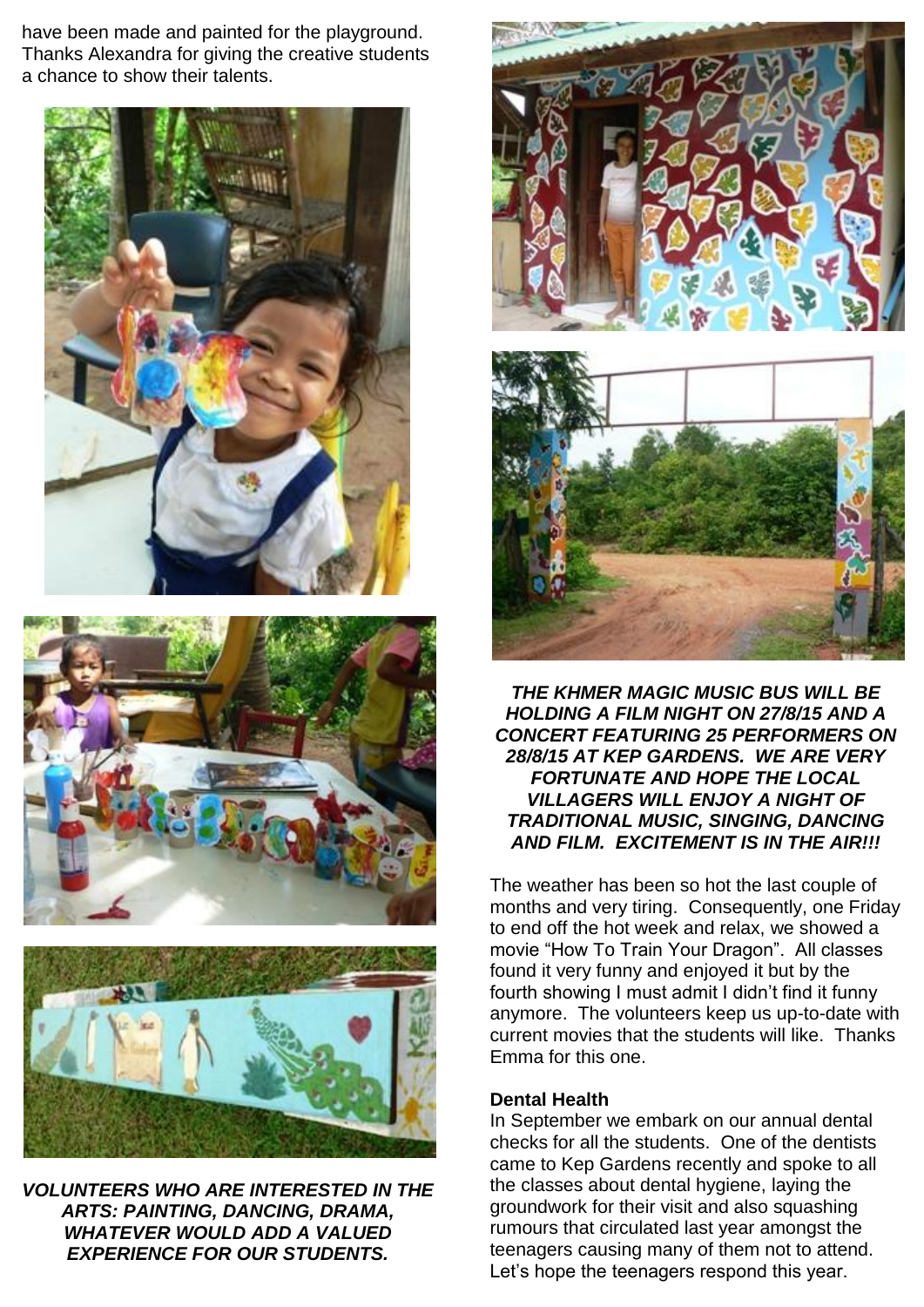have been made and painted for the playground. Thanks Alexandra for giving the creative students a chance to show their talents.

***VOLUNTEERS WHO ARE INTERESTED IN THE ARTS: PAINTING, DANCING, DRAMA, WHATEVER WOULD ADD A VALUED EXPERIENCE FOR OUR STUDENTS.***

***THE KHMER MAGIC MUSIC BUS WILL BE HOLDING A FILM NIGHT ON 27/8/15 AND A CONCERT FEATURING 25 PERFORMERS ON 28/8/15 AT KEP GARDENS. WE ARE VERY FORTUNATE AND HOPE THE LOCAL VILLAGERS WILL ENJOY A NIGHT OF TRADITIONAL MUSIC, SINGING, DANCING AND FILM. EXCITEMENT IS IN THE AIR!!!***

The weather has been so hot the last couple of months and very tiring. Consequently, one Friday to end off the hot week and relax, we showed a movie "How To Train Your Dragon". All classes found it very funny and enjoyed it but by the fourth showing I must admit I didn't find it funny anymore. The volunteers keep us up-to-date with current movies that the students will like. Thanks Emma for this one.

**Dental Health**

In September we embark on our annual dental checks for all the students. One of the dentists came to Kep Gardens recently and spoke to all the classes about dental hygiene, laying the groundwork for their visit and also squashing rumours that circulated last year amongst the teenagers causing many of them not to attend. Let's hope the teenagers respond this year.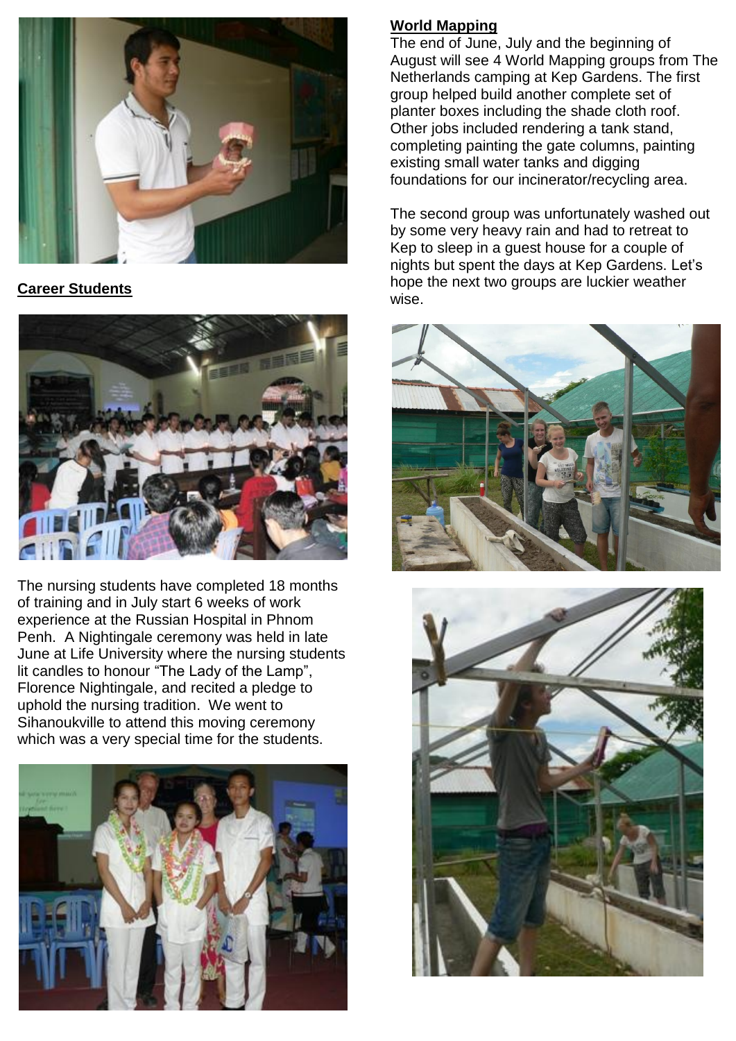## Career Students

The nursing students have completed 18 months of training and in July start 6 weeks of work experience at the Russian Hospital in Phnom Penh. A Nightingale ceremony was held in late June at Life University where the nursing students lit candles to honour "The Lady of the Lamp", Florence Nightingale, and recited a pledge to uphold the nursing tradition. We went to Sihanoukville to attend this moving ceremony which was a very special time for the students.

## World Mapping

The end of June, July and the beginning of August will see 4 World Mapping groups from The Netherlands camping at Kep Gardens. The first group helped build another complete set of planter boxes including the shade cloth roof. Other jobs included rendering a tank stand, completing painting the gate columns, painting existing small water tanks and digging foundations for our incinerator/recycling area.

The second group was unfortunately washed out by some very heavy rain and had to retreat to Kep to sleep in a guest house for a couple of nights but spent the days at Kep Gardens. Let's hope the next two groups are luckier weather wise.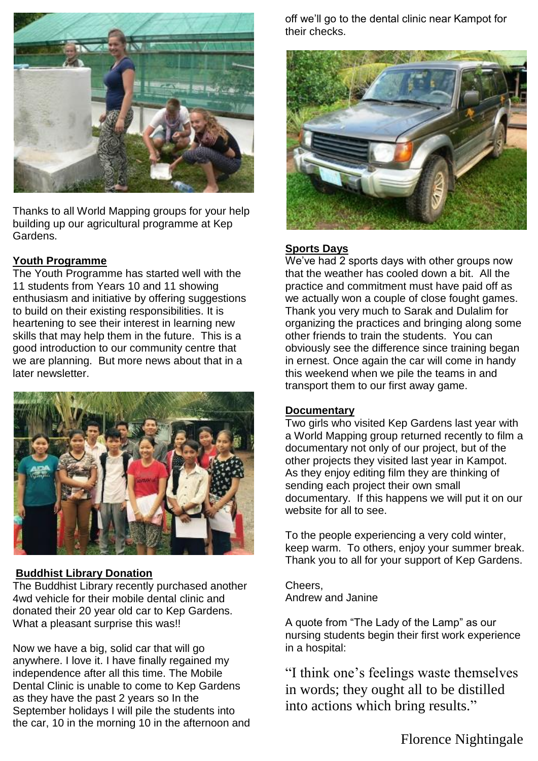Thanks to all World Mapping groups for your help building up our agricultural programme at Kep Gardens.

## Youth Programme

The Youth Programme has started well with the 11 students from Years 10 and 11 showing enthusiasm and initiative by offering suggestions to build on their existing responsibilities. It is heartening to see their interest in learning new skills that may help them in the future. This is a good introduction to our community centre that we are planning. But more news about that in a later newsletter.

## Buddhist Library Donation

The Buddhist Library recently purchased another 4wd vehicle for their mobile dental clinic and donated their 20 year old car to Kep Gardens. What a pleasant surprise this was!!

Now we have a big, solid car that will go anywhere. I love it. I have finally regained my independence after all this time. The Mobile Dental Clinic is unable to come to Kep Gardens as they have the past 2 years so In the September holidays I will pile the students into the car, 10 in the morning 10 in the afternoon and off we'll go to the dental clinic near Kampot for their checks.

## Sports Days

We've had 2 sports days with other groups now that the weather has cooled down a bit. All the practice and commitment must have paid off as we actually won a couple of close fought games. Thank you very much to Sarak and Dulalim for organizing the practices and bringing along some other friends to train the students. You can obviously see the difference since training began in ernest. Once again the car will come in handy this weekend when we pile the teams in and transport them to our first away game.

## Documentary

Two girls who visited Kep Gardens last year with a World Mapping group returned recently to film a documentary not only of our project, but of the other projects they visited last year in Kampot. As they enjoy editing film they are thinking of sending each project their own small documentary. If this happens we will put it on our website for all to see.

To the people experiencing a very cold winter, keep warm. To others, enjoy your summer break. Thank you to all for your support of Kep Gardens.

Cheers,
Andrew and Janine

A quote from "The Lady of the Lamp" as our nursing students begin their first work experience in a hospital:

"I think one's feelings waste themselves in words; they ought all to be distilled into actions which bring results."

Florence Nightingale